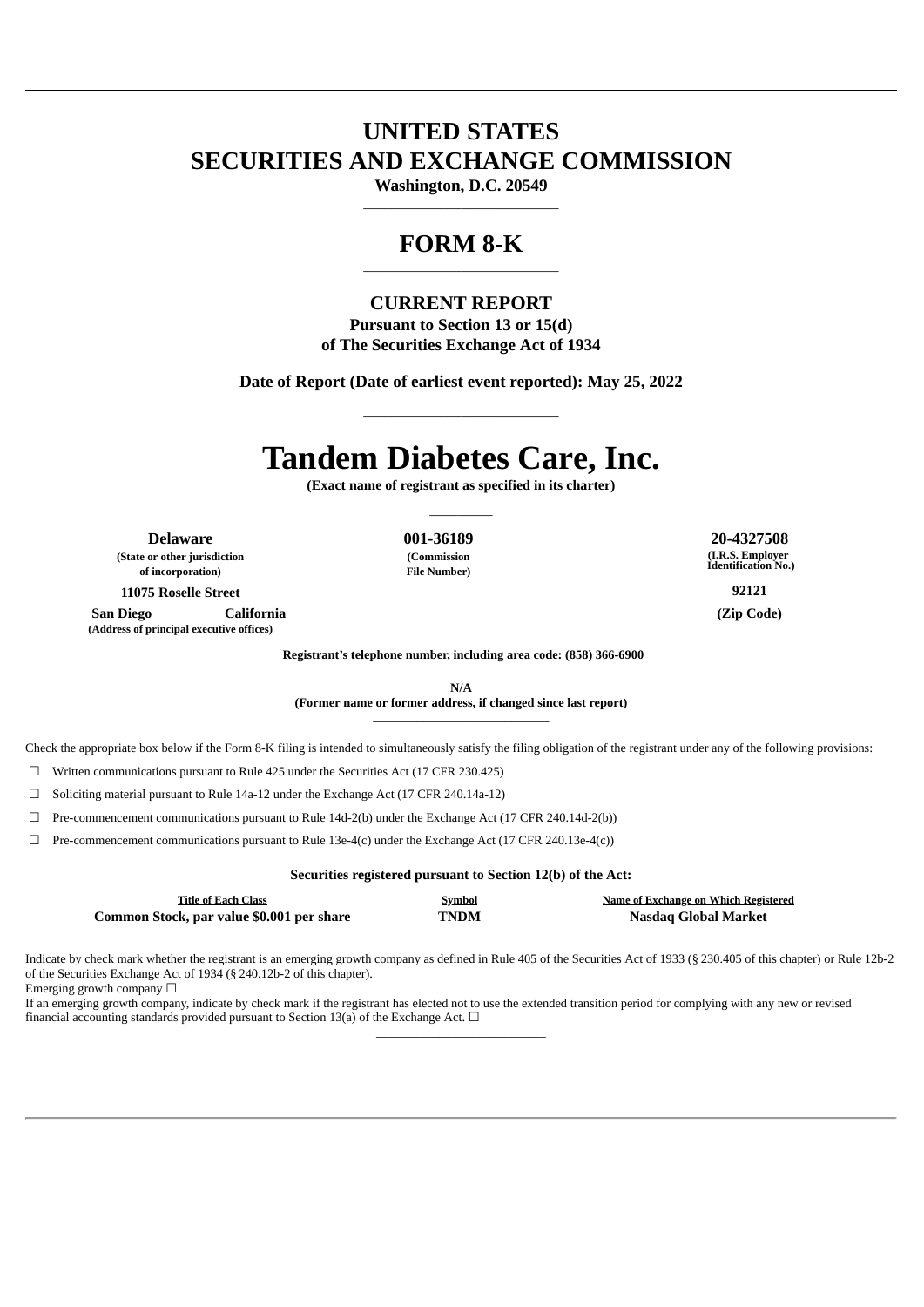# UNITED STATES
# SECURITIES AND EXCHANGE COMMISSION

**Washington, D.C. 20549**

## FORM 8-K

### CURRENT REPORT

**Pursuant to Section 13 or 15(d)**
**of The Securities Exchange Act of 1934**

**Date of Report (Date of earliest event reported): May 25, 2022**

# Tandem Diabetes Care, Inc.

**(Exact name of registrant as specified in its charter)**

| **Delaware** | **001-36189** | **20-4327508** |
|---|---|---|
| **(State or other jurisdiction of incorporation)** | **(Commission File Number)** | **(I.R.S. Employer Identification No.)** |

**11075 Roselle Street**
**San Diego California**
**(Address of principal executive offices)**

**92121**
**(Zip Code)**

**Registrant's telephone number, including area code: (858) 366-6900**

**N/A**
**(Former name or former address, if changed since last report)**

Check the appropriate box below if the Form 8-K filing is intended to simultaneously satisfy the filing obligation of the registrant under any of the following provisions:

☐ Written communications pursuant to Rule 425 under the Securities Act (17 CFR 230.425)

☐ Soliciting material pursuant to Rule 14a-12 under the Exchange Act (17 CFR 240.14a-12)

☐ Pre-commencement communications pursuant to Rule 14d-2(b) under the Exchange Act (17 CFR 240.14d-2(b))

☐ Pre-commencement communications pursuant to Rule 13e-4(c) under the Exchange Act (17 CFR 240.13e-4(c))

**Securities registered pursuant to Section 12(b) of the Act:**

| Title of Each Class | Symbol | Name of Exchange on Which Registered |
|---|---|---|
| **Common Stock, par value $0.001 per share** | **TNDM** | **Nasdaq Global Market** |

Indicate by check mark whether the registrant is an emerging growth company as defined in Rule 405 of the Securities Act of 1933 (§ 230.405 of this chapter) or Rule 12b-2 of the Securities Exchange Act of 1934 (§ 240.12b-2 of this chapter).
Emerging growth company ☐
If an emerging growth company, indicate by check mark if the registrant has elected not to use the extended transition period for complying with any new or revised financial accounting standards provided pursuant to Section 13(a) of the Exchange Act. ☐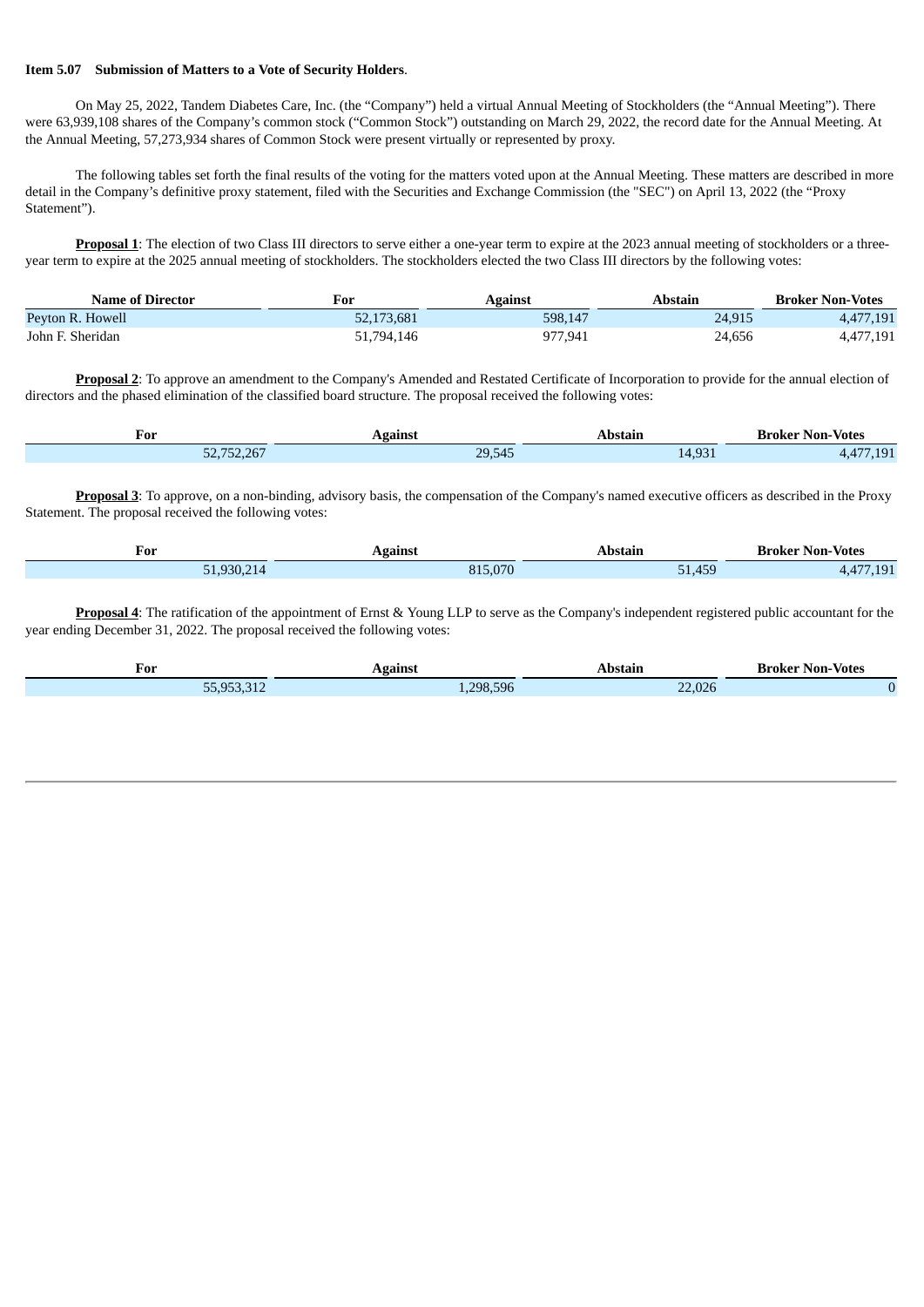**Item 5.07 Submission of Matters to a Vote of Security Holders**.

On May 25, 2022, Tandem Diabetes Care, Inc. (the "Company") held a virtual Annual Meeting of Stockholders (the "Annual Meeting"). There were 63,939,108 shares of the Company's common stock ("Common Stock") outstanding on March 29, 2022, the record date for the Annual Meeting. At the Annual Meeting, 57,273,934 shares of Common Stock were present virtually or represented by proxy.

The following tables set forth the final results of the voting for the matters voted upon at the Annual Meeting. These matters are described in more detail in the Company's definitive proxy statement, filed with the Securities and Exchange Commission (the "SEC") on April 13, 2022 (the "Proxy Statement").

**Proposal 1**: The election of two Class III directors to serve either a one-year term to expire at the 2023 annual meeting of stockholders or a three-year term to expire at the 2025 annual meeting of stockholders. The stockholders elected the two Class III directors by the following votes:

| Name of Director | For | Against | Abstain | Broker Non-Votes |
|---|---|---|---|---|
| Peyton R. Howell | 52,173,681 | 598,147 | 24,915 | 4,477,191 |
| John F. Sheridan | 51,794,146 | 977,941 | 24,656 | 4,477,191 |

**Proposal 2**: To approve an amendment to the Company's Amended and Restated Certificate of Incorporation to provide for the annual election of directors and the phased elimination of the classified board structure. The proposal received the following votes:

| For | Against | Abstain | Broker Non-Votes |
|---|---|---|---|
| 52,752,267 | 29,545 | 14,931 | 4,477,191 |

**Proposal 3**: To approve, on a non-binding, advisory basis, the compensation of the Company's named executive officers as described in the Proxy Statement. The proposal received the following votes:

| For | Against | Abstain | Broker Non-Votes |
|---|---|---|---|
| 51,930,214 | 815,070 | 51,459 | 4,477,191 |

**Proposal 4**: The ratification of the appointment of Ernst & Young LLP to serve as the Company's independent registered public accountant for the year ending December 31, 2022. The proposal received the following votes:

| For | Against | Abstain | Broker Non-Votes |
|---|---|---|---|
| 55,953,312 | 1,298,596 | 22,026 | 0 |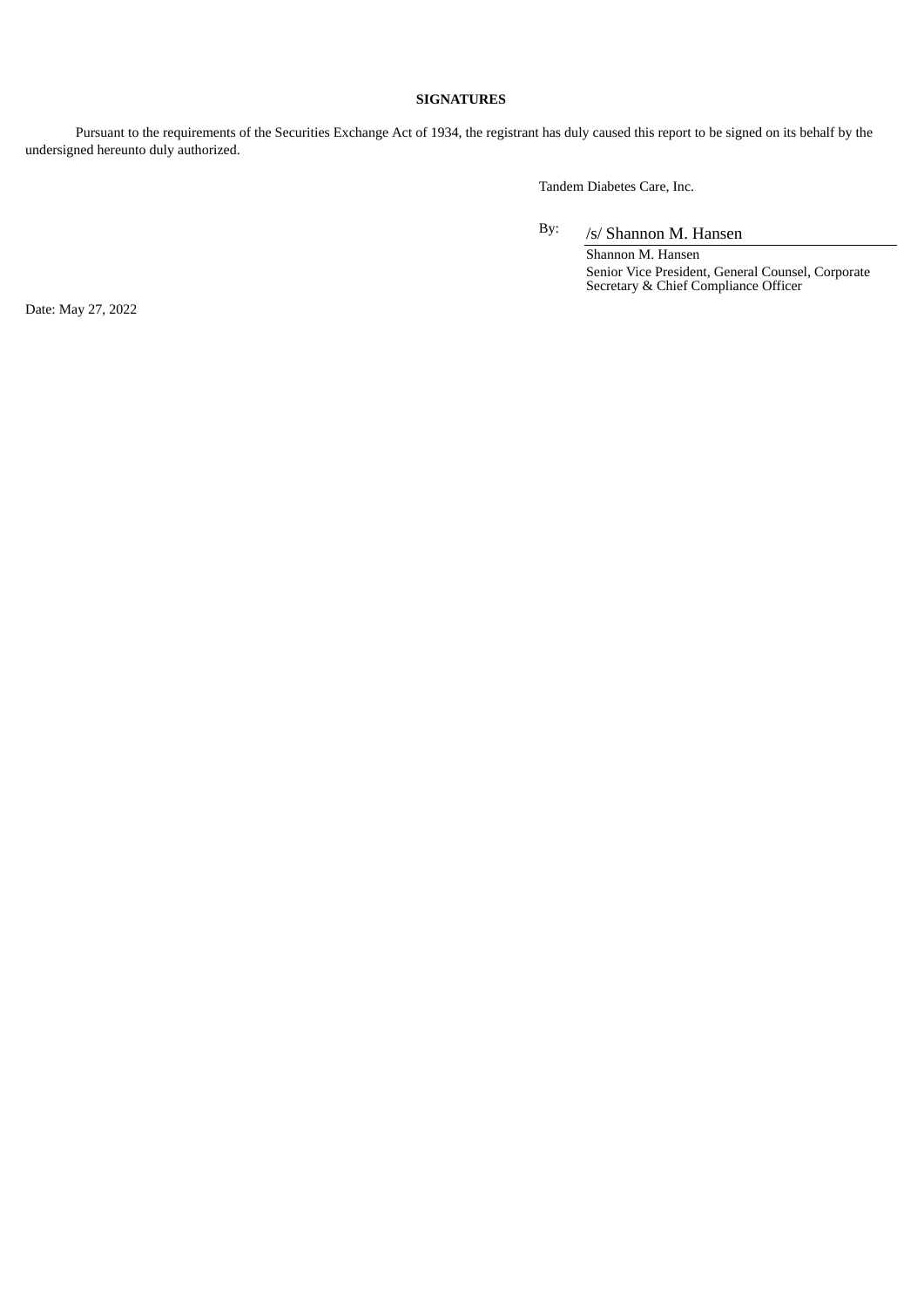**SIGNATURES**

Pursuant to the requirements of the Securities Exchange Act of 1934, the registrant has duly caused this report to be signed on its behalf by the undersigned hereunto duly authorized.

Tandem Diabetes Care, Inc.

By: /s/ Shannon M. Hansen

Shannon M. Hansen
Senior Vice President, General Counsel, Corporate Secretary & Chief Compliance Officer

Date: May 27, 2022